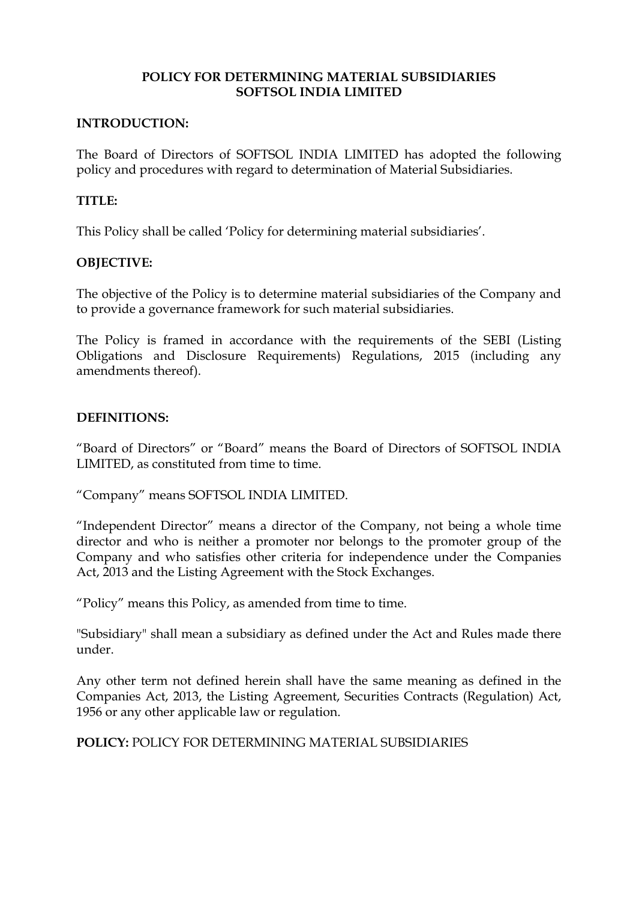# POLICY FOR DETERMINING MATERIAL SUBSIDIARIES
# SOFTSOL INDIA LIMITED

## INTRODUCTION:

The Board of Directors of SOFTSOL INDIA LIMITED has adopted the following policy and procedures with regard to determination of Material Subsidiaries.

## TITLE:

This Policy shall be called 'Policy for determining material subsidiaries'.

## OBJECTIVE:

The objective of the Policy is to determine material subsidiaries of the Company and to provide a governance framework for such material subsidiaries.

The Policy is framed in accordance with the requirements of the SEBI (Listing Obligations and Disclosure Requirements) Regulations, 2015 (including any amendments thereof).

## DEFINITIONS:

"Board of Directors" or "Board" means the Board of Directors of SOFTSOL INDIA LIMITED, as constituted from time to time.

"Company" means SOFTSOL INDIA LIMITED.

"Independent Director" means a director of the Company, not being a whole time director and who is neither a promoter nor belongs to the promoter group of the Company and who satisfies other criteria for independence under the Companies Act, 2013 and the Listing Agreement with the Stock Exchanges.

"Policy" means this Policy, as amended from time to time.

"Subsidiary" shall mean a subsidiary as defined under the Act and Rules made there under.

Any other term not defined herein shall have the same meaning as defined in the Companies Act, 2013, the Listing Agreement, Securities Contracts (Regulation) Act, 1956 or any other applicable law or regulation.

**POLICY:** POLICY FOR DETERMINING MATERIAL SUBSIDIARIES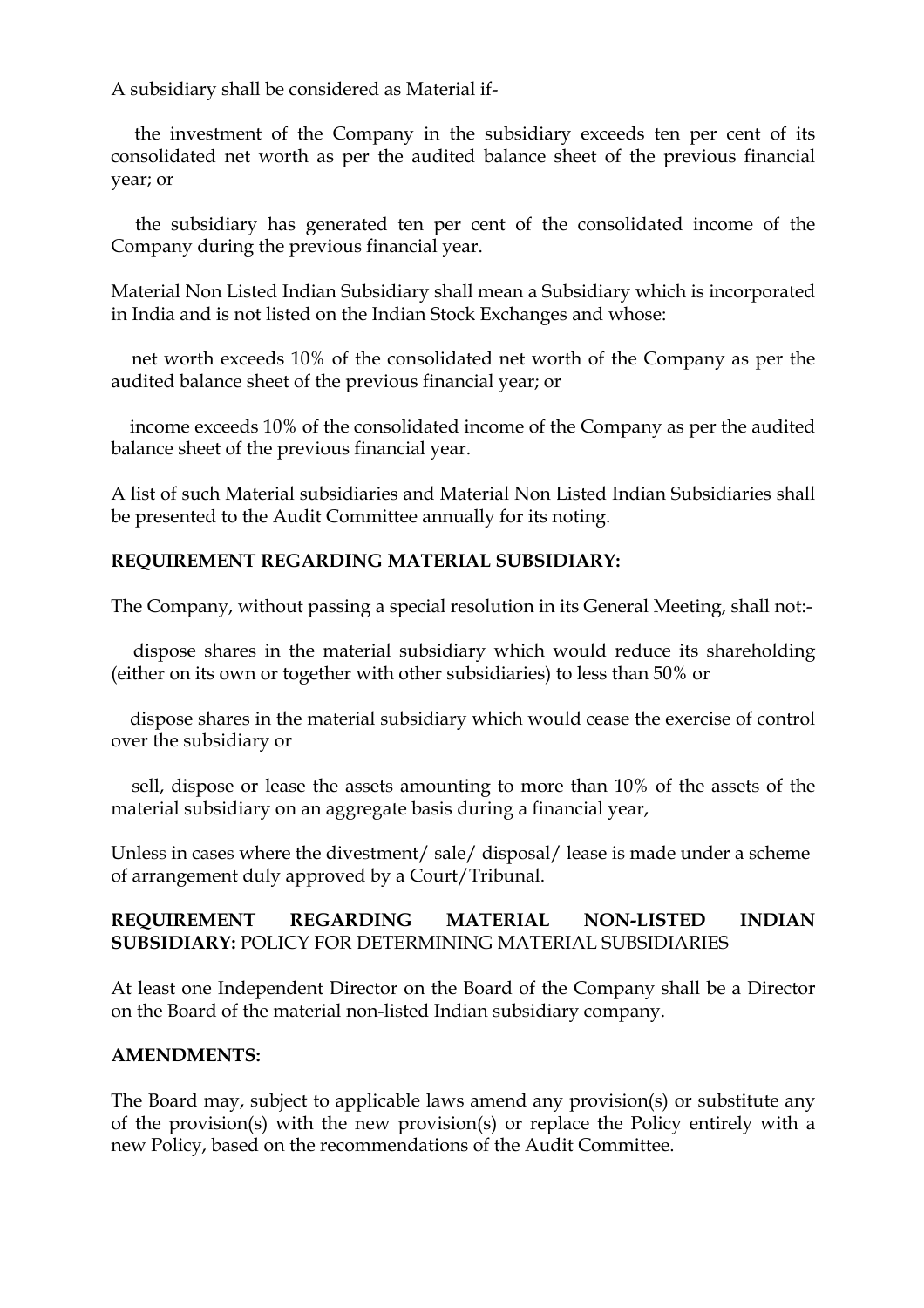A subsidiary shall be considered as Material if-

- the investment of the Company in the subsidiary exceeds ten per cent of its consolidated net worth as per the audited balance sheet of the previous financial year; or

- the subsidiary has generated ten per cent of the consolidated income of the Company during the previous financial year.

Material Non Listed Indian Subsidiary shall mean a Subsidiary which is incorporated in India and is not listed on the Indian Stock Exchanges and whose:

- net worth exceeds 10% of the consolidated net worth of the Company as per the audited balance sheet of the previous financial year; or

- income exceeds 10% of the consolidated income of the Company as per the audited balance sheet of the previous financial year.

A list of such Material subsidiaries and Material Non Listed Indian Subsidiaries shall be presented to the Audit Committee annually for its noting.

**REQUIREMENT REGARDING MATERIAL SUBSIDIARY:**

The Company, without passing a special resolution in its General Meeting, shall not:-

- dispose shares in the material subsidiary which would reduce its shareholding (either on its own or together with other subsidiaries) to less than 50% or

- dispose shares in the material subsidiary which would cease the exercise of control over the subsidiary or

- sell, dispose or lease the assets amounting to more than 10% of the assets of the material subsidiary on an aggregate basis during a financial year,

Unless in cases where the divestment/ sale/ disposal/ lease is made under a scheme of arrangement duly approved by a Court/Tribunal.

**REQUIREMENT REGARDING MATERIAL NON-LISTED INDIAN SUBSIDIARY:** POLICY FOR DETERMINING MATERIAL SUBSIDIARIES

At least one Independent Director on the Board of the Company shall be a Director on the Board of the material non-listed Indian subsidiary company.

**AMENDMENTS:**

The Board may, subject to applicable laws amend any provision(s) or substitute any of the provision(s) with the new provision(s) or replace the Policy entirely with a new Policy, based on the recommendations of the Audit Committee.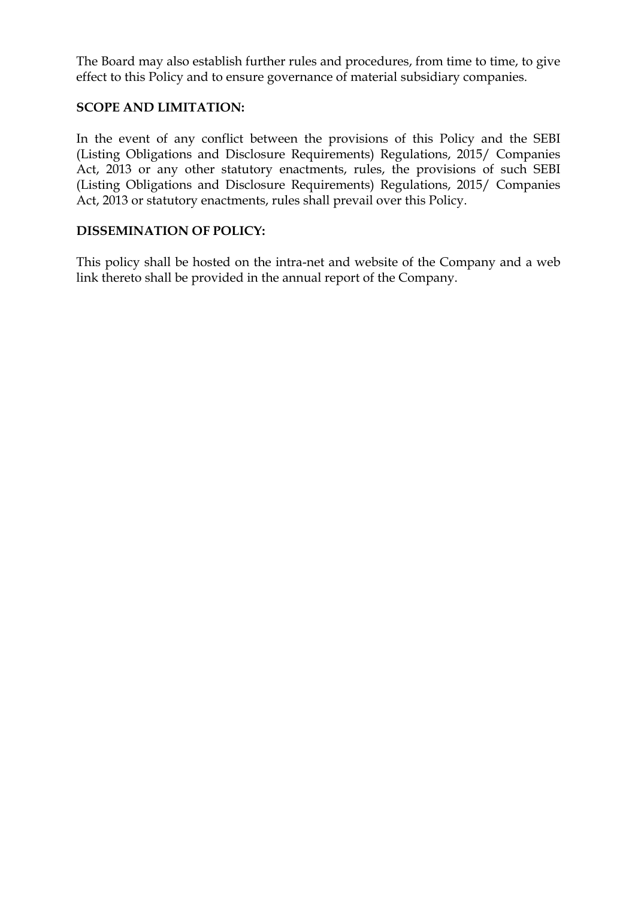The Board may also establish further rules and procedures, from time to time, to give effect to this Policy and to ensure governance of material subsidiary companies.

**SCOPE AND LIMITATION:**

In the event of any conflict between the provisions of this Policy and the SEBI (Listing Obligations and Disclosure Requirements) Regulations, 2015/ Companies Act, 2013 or any other statutory enactments, rules, the provisions of such SEBI (Listing Obligations and Disclosure Requirements) Regulations, 2015/ Companies Act, 2013 or statutory enactments, rules shall prevail over this Policy.

**DISSEMINATION OF POLICY:**

This policy shall be hosted on the intra-net and website of the Company and a web link thereto shall be provided in the annual report of the Company.